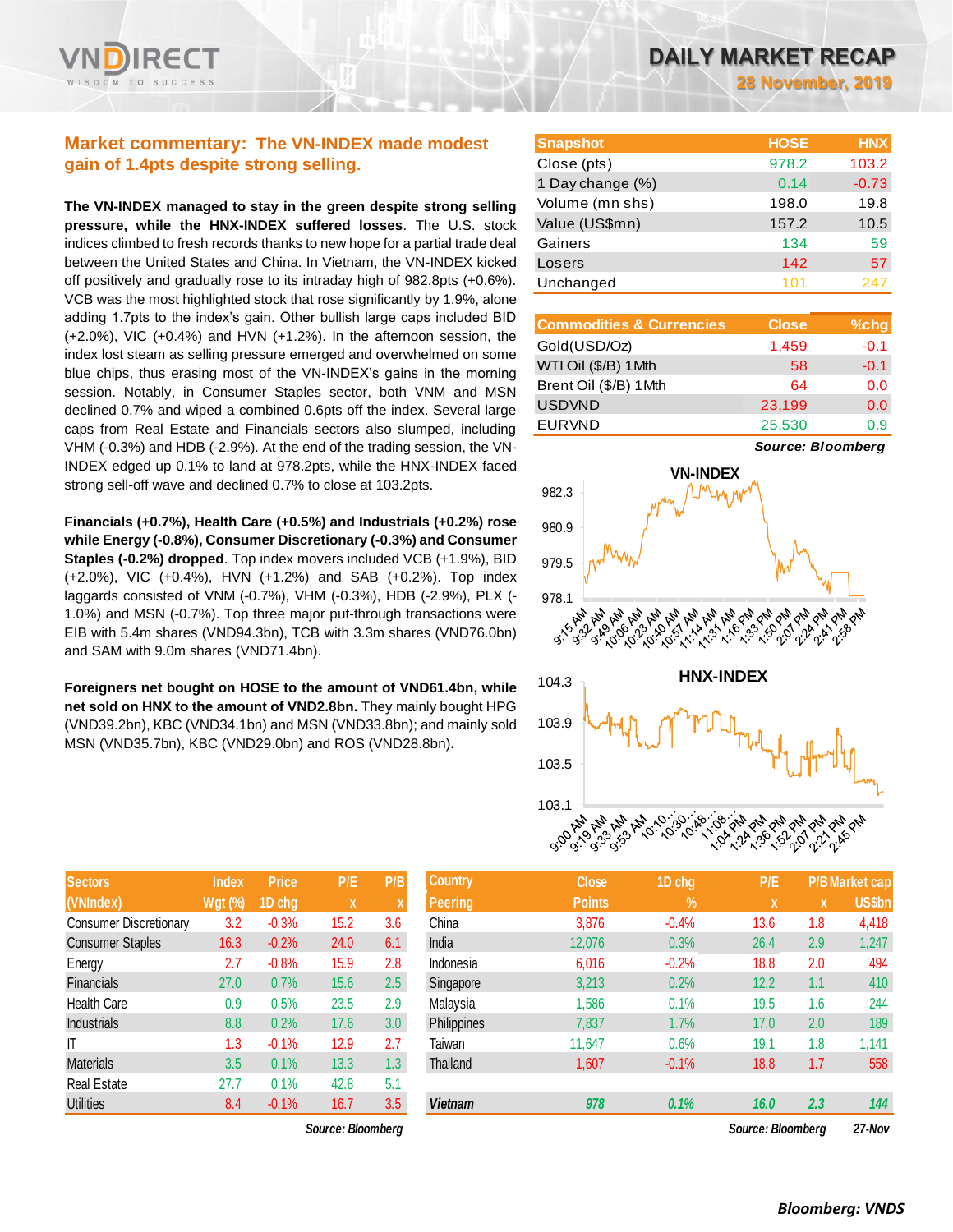# DAILY MARKET RECAP

**28 November, 2019**

## Market commentary: The VN-INDEX made modest gain of 1.4pts despite strong selling.

**The VN-INDEX managed to stay in the green despite strong selling pressure, while the HNX-INDEX suffered losses**. The U.S. stock indices climbed to fresh records thanks to new hope for a partial trade deal between the United States and China. In Vietnam, the VN-INDEX kicked off positively and gradually rose to its intraday high of 982.8pts (+0.6%). VCB was the most highlighted stock that rose significantly by 1.9%, alone adding 1.7pts to the index's gain. Other bullish large caps included BID (+2.0%), VIC (+0.4%) and HVN (+1.2%). In the afternoon session, the index lost steam as selling pressure emerged and overwhelmed on some blue chips, thus erasing most of the VN-INDEX's gains in the morning session. Notably, in Consumer Staples sector, both VNM and MSN declined 0.7% and wiped a combined 0.6pts off the index. Several large caps from Real Estate and Financials sectors also slumped, including VHM (-0.3%) and HDB (-2.9%). At the end of the trading session, the VN-INDEX edged up 0.1% to land at 978.2pts, while the HNX-INDEX faced strong sell-off wave and declined 0.7% to close at 103.2pts.

**Financials (+0.7%), Health Care (+0.5%) and Industrials (+0.2%) rose while Energy (-0.8%), Consumer Discretionary (-0.3%) and Consumer Staples (-0.2%) dropped**. Top index movers included VCB (+1.9%), BID (+2.0%), VIC (+0.4%), HVN (+1.2%) and SAB (+0.2%). Top index laggards consisted of VNM (-0.7%), VHM (-0.3%), HDB (-2.9%), PLX (-1.0%) and MSN (-0.7%). Top three major put-through transactions were EIB with 5.4m shares (VND94.3bn), TCB with 3.3m shares (VND76.0bn) and SAM with 9.0m shares (VND71.4bn).

**Foreigners net bought on HOSE to the amount of VND61.4bn, while net sold on HNX to the amount of VND2.8bn.** They mainly bought HPG (VND39.2bn), KBC (VND34.1bn) and MSN (VND33.8bn); and mainly sold MSN (VND35.7bn), KBC (VND29.0bn) and ROS (VND28.8bn).

| Snapshot | HOSE | HNX |
|---|---|---|
| Close (pts) | 978.2 | 103.2 |
| 1 Day change (%) | 0.14 | -0.73 |
| Volume (mn shs) | 198.0 | 19.8 |
| Value (US$mn) | 157.2 | 10.5 |
| Gainers | 134 | 59 |
| Losers | 142 | 57 |
| Unchanged | 101 | 247 |

| Commodities & Currencies | Close | %chg |
|---|---|---|
| Gold(USD/Oz) | 1,459 | -0.1 |
| WTI Oil ($/B) 1Mth | 58 | -0.1 |
| Brent Oil ($/B) 1Mth | 64 | 0.0 |
| USDVND | 23,199 | 0.0 |
| EURVND | 25,530 | 0.9 |

*Source: Bloomberg*

| Sectors (VNIndex) | Index Wgt (%) | Price 1D chg | P/E x | P/B x |
|---|---|---|---|---|
| Consumer Discretionary | 3.2 | -0.3% | 15.2 | 3.6 |
| Consumer Staples | 16.3 | -0.2% | 24.0 | 6.1 |
| Energy | 2.7 | -0.8% | 15.9 | 2.8 |
| Financials | 27.0 | 0.7% | 15.6 | 2.5 |
| Health Care | 0.9 | 0.5% | 23.5 | 2.9 |
| Industrials | 8.8 | 0.2% | 17.6 | 3.0 |
| IT | 1.3 | -0.1% | 12.9 | 2.7 |
| Materials | 3.5 | 0.1% | 13.3 | 1.3 |
| Real Estate | 27.7 | 0.1% | 42.8 | 5.1 |
| Utilities | 8.4 | -0.1% | 16.7 | 3.5 |

*Source: Bloomberg*

| Country Peering | Close Points | 1D chg % | P/E x | P/B x | Market cap US$bn |
|---|---|---|---|---|---|
| China | 3,876 | -0.4% | 13.6 | 1.8 | 4,418 |
| India | 12,076 | 0.3% | 26.4 | 2.9 | 1,247 |
| Indonesia | 6,016 | -0.2% | 18.8 | 2.0 | 494 |
| Singapore | 3,213 | 0.2% | 12.2 | 1.1 | 410 |
| Malaysia | 1,586 | 0.1% | 19.5 | 1.6 | 244 |
| Philippines | 7,837 | 1.7% | 17.0 | 2.0 | 189 |
| Taiwan | 11,647 | 0.6% | 19.1 | 1.8 | 1,141 |
| Thailand | 1,607 | -0.1% | 18.8 | 1.7 | 558 |
| *Vietnam* | *978* | *0.1%* | *16.0* | *2.3* | *144* |

*Source: Bloomberg 27-Nov*

*Bloomberg: VNDS*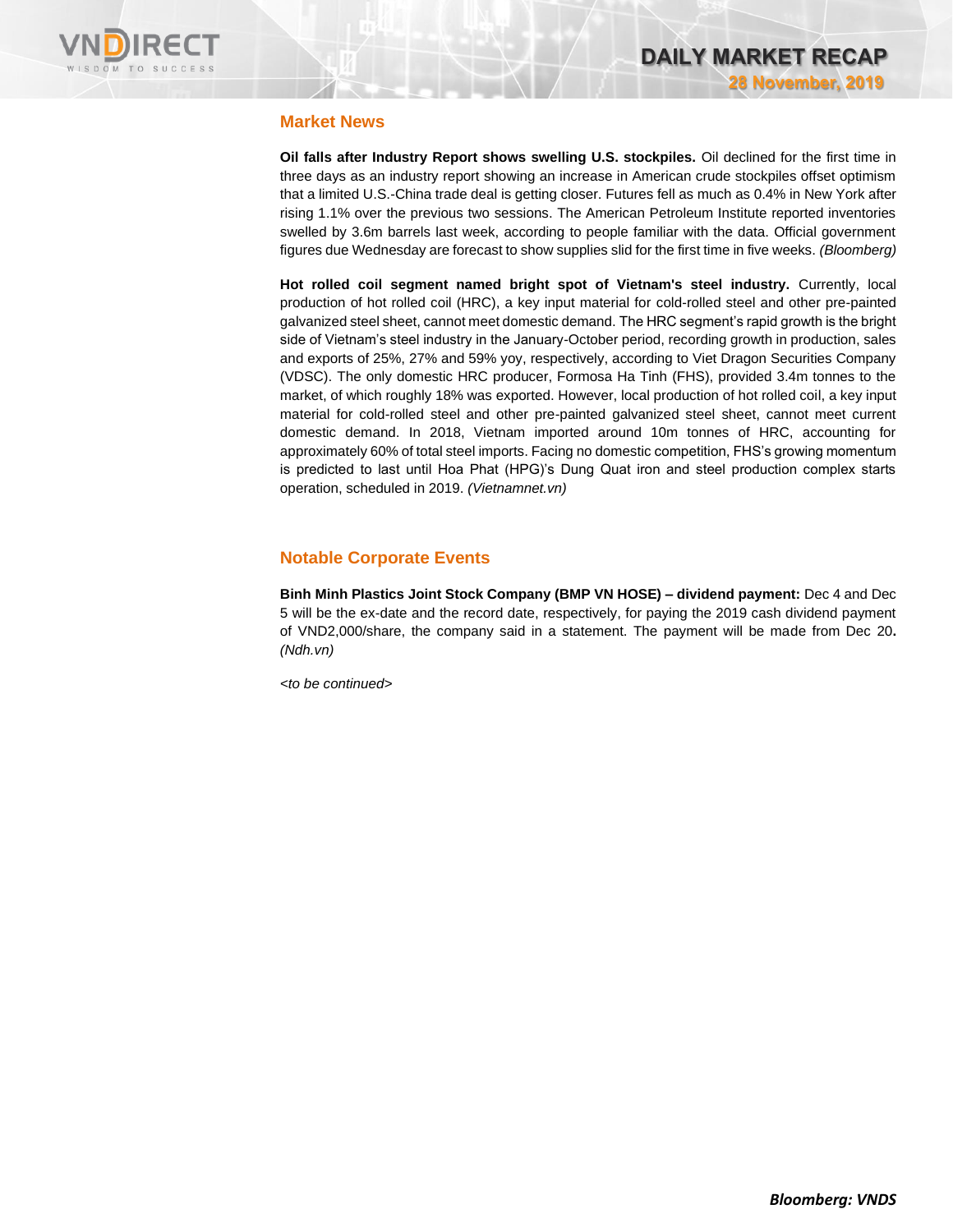## Market News

**Oil falls after Industry Report shows swelling U.S. stockpiles.** Oil declined for the first time in three days as an industry report showing an increase in American crude stockpiles offset optimism that a limited U.S.-China trade deal is getting closer. Futures fell as much as 0.4% in New York after rising 1.1% over the previous two sessions. The American Petroleum Institute reported inventories swelled by 3.6m barrels last week, according to people familiar with the data. Official government figures due Wednesday are forecast to show supplies slid for the first time in five weeks. *(Bloomberg)*

**Hot rolled coil segment named bright spot of Vietnam's steel industry.** Currently, local production of hot rolled coil (HRC), a key input material for cold-rolled steel and other pre-painted galvanized steel sheet, cannot meet domestic demand. The HRC segment's rapid growth is the bright side of Vietnam's steel industry in the January-October period, recording growth in production, sales and exports of 25%, 27% and 59% yoy, respectively, according to Viet Dragon Securities Company (VDSC). The only domestic HRC producer, Formosa Ha Tinh (FHS), provided 3.4m tonnes to the market, of which roughly 18% was exported. However, local production of hot rolled coil, a key input material for cold-rolled steel and other pre-painted galvanized steel sheet, cannot meet current domestic demand. In 2018, Vietnam imported around 10m tonnes of HRC, accounting for approximately 60% of total steel imports. Facing no domestic competition, FHS's growing momentum is predicted to last until Hoa Phat (HPG)'s Dung Quat iron and steel production complex starts operation, scheduled in 2019. *(Vietnamnet.vn)*

## Notable Corporate Events

**Binh Minh Plastics Joint Stock Company (BMP VN HOSE) – dividend payment:** Dec 4 and Dec 5 will be the ex-date and the record date, respectively, for paying the 2019 cash dividend payment of VND2,000/share, the company said in a statement. The payment will be made from Dec 20**.** *(Ndh.vn)*

*<to be continued>*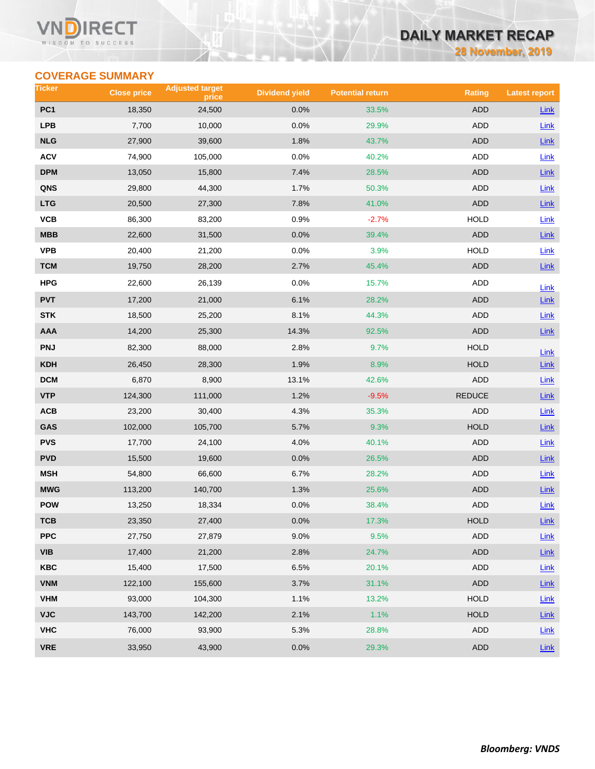## COVERAGE SUMMARY

| Ticker | Close price | Adjusted target price | Dividend yield | Potential return | Rating | Latest report |
|---|---|---|---|---|---|---|
| PC1 | 18,350 | 24,500 | 0.0% | 33.5% | ADD | Link |
| LPB | 7,700 | 10,000 | 0.0% | 29.9% | ADD | Link |
| NLG | 27,900 | 39,600 | 1.8% | 43.7% | ADD | Link |
| ACV | 74,900 | 105,000 | 0.0% | 40.2% | ADD | Link |
| DPM | 13,050 | 15,800 | 7.4% | 28.5% | ADD | Link |
| QNS | 29,800 | 44,300 | 1.7% | 50.3% | ADD | Link |
| LTG | 20,500 | 27,300 | 7.8% | 41.0% | ADD | Link |
| VCB | 86,300 | 83,200 | 0.9% | -2.7% | HOLD | Link |
| MBB | 22,600 | 31,500 | 0.0% | 39.4% | ADD | Link |
| VPB | 20,400 | 21,200 | 0.0% | 3.9% | HOLD | Link |
| TCM | 19,750 | 28,200 | 2.7% | 45.4% | ADD | Link |
| HPG | 22,600 | 26,139 | 0.0% | 15.7% | ADD | Link |
| PVT | 17,200 | 21,000 | 6.1% | 28.2% | ADD | Link |
| STK | 18,500 | 25,200 | 8.1% | 44.3% | ADD | Link |
| AAA | 14,200 | 25,300 | 14.3% | 92.5% | ADD | Link |
| PNJ | 82,300 | 88,000 | 2.8% | 9.7% | HOLD | Link |
| KDH | 26,450 | 28,300 | 1.9% | 8.9% | HOLD | Link |
| DCM | 6,870 | 8,900 | 13.1% | 42.6% | ADD | Link |
| VTP | 124,300 | 111,000 | 1.2% | -9.5% | REDUCE | Link |
| ACB | 23,200 | 30,400 | 4.3% | 35.3% | ADD | Link |
| GAS | 102,000 | 105,700 | 5.7% | 9.3% | HOLD | Link |
| PVS | 17,700 | 24,100 | 4.0% | 40.1% | ADD | Link |
| PVD | 15,500 | 19,600 | 0.0% | 26.5% | ADD | Link |
| MSH | 54,800 | 66,600 | 6.7% | 28.2% | ADD | Link |
| MWG | 113,200 | 140,700 | 1.3% | 25.6% | ADD | Link |
| POW | 13,250 | 18,334 | 0.0% | 38.4% | ADD | Link |
| TCB | 23,350 | 27,400 | 0.0% | 17.3% | HOLD | Link |
| PPC | 27,750 | 27,879 | 9.0% | 9.5% | ADD | Link |
| VIB | 17,400 | 21,200 | 2.8% | 24.7% | ADD | Link |
| KBC | 15,400 | 17,500 | 6.5% | 20.1% | ADD | Link |
| VNM | 122,100 | 155,600 | 3.7% | 31.1% | ADD | Link |
| VHM | 93,000 | 104,300 | 1.1% | 13.2% | HOLD | Link |
| VJC | 143,700 | 142,200 | 2.1% | 1.1% | HOLD | Link |
| VHC | 76,000 | 93,900 | 5.3% | 28.8% | ADD | Link |
| VRE | 33,950 | 43,900 | 0.0% | 29.3% | ADD | Link |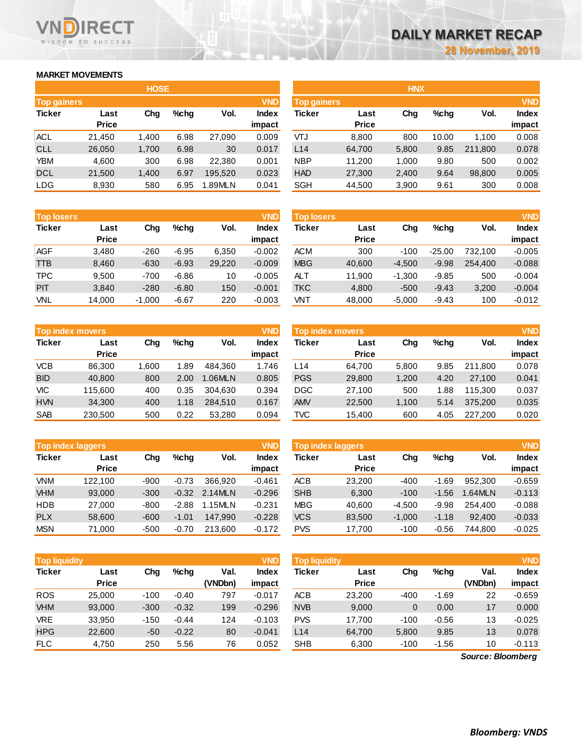# DAILY MARKET RECAP

28 November, 2019

## MARKET MOVEMENTS

### HOSE

**Top gainers** (VND)

| Ticker | Last Price | Chg | %chg | Vol. | Index impact |
|---|---|---|---|---|---|
| ACL | 21,450 | 1,400 | 6.98 | 27,090 | 0.009 |
| CLL | 26,050 | 1,700 | 6.98 | 30 | 0.017 |
| YBM | 4,600 | 300 | 6.98 | 22,380 | 0.001 |
| DCL | 21,500 | 1,400 | 6.97 | 195,520 | 0.023 |
| LDG | 8,930 | 580 | 6.95 | 1.89MLN | 0.041 |

**Top losers** (VND)

| Ticker | Last Price | Chg | %chg | Vol. | Index impact |
|---|---|---|---|---|---|
| AGF | 3,480 | -260 | -6.95 | 6,350 | -0.002 |
| TTB | 8,460 | -630 | -6.93 | 29,220 | -0.009 |
| TPC | 9,500 | -700 | -6.86 | 10 | -0.005 |
| PIT | 3,840 | -280 | -6.80 | 150 | -0.001 |
| VNL | 14,000 | -1,000 | -6.67 | 220 | -0.003 |

**Top index movers** (VND)

| Ticker | Last Price | Chg | %chg | Vol. | Index impact |
|---|---|---|---|---|---|
| VCB | 86,300 | 1,600 | 1.89 | 484,360 | 1.746 |
| BID | 40,800 | 800 | 2.00 | 1.06MLN | 0.805 |
| VIC | 115,600 | 400 | 0.35 | 304,630 | 0.394 |
| HVN | 34,300 | 400 | 1.18 | 284,510 | 0.167 |
| SAB | 230,500 | 500 | 0.22 | 53,280 | 0.094 |

**Top index laggers** (VND)

| Ticker | Last Price | Chg | %chg | Vol. | Index impact |
|---|---|---|---|---|---|
| VNM | 122,100 | -900 | -0.73 | 366,920 | -0.461 |
| VHM | 93,000 | -300 | -0.32 | 2.14MLN | -0.296 |
| HDB | 27,000 | -800 | -2.88 | 1.15MLN | -0.231 |
| PLX | 58,600 | -600 | -1.01 | 147,990 | -0.228 |
| MSN | 71,000 | -500 | -0.70 | 213,600 | -0.172 |

**Top liquidity** (VND)

| Ticker | Last Price | Chg | %chg | Val. (VNDbn) | Index impact |
|---|---|---|---|---|---|
| ROS | 25,000 | -100 | -0.40 | 797 | -0.017 |
| VHM | 93,000 | -300 | -0.32 | 199 | -0.296 |
| VRE | 33,950 | -150 | -0.44 | 124 | -0.103 |
| HPG | 22,600 | -50 | -0.22 | 80 | -0.041 |
| FLC | 4,750 | 250 | 5.56 | 76 | 0.052 |

### HNX

**Top gainers** (VND)

| Ticker | Last Price | Chg | %chg | Vol. | Index impact |
|---|---|---|---|---|---|
| VTJ | 8,800 | 800 | 10.00 | 1,100 | 0.008 |
| L14 | 64,700 | 5,800 | 9.85 | 211,800 | 0.078 |
| NBP | 11,200 | 1,000 | 9.80 | 500 | 0.002 |
| HAD | 27,300 | 2,400 | 9.64 | 98,800 | 0.005 |
| SGH | 44,500 | 3,900 | 9.61 | 300 | 0.008 |

**Top losers** (VND)

| Ticker | Last Price | Chg | %chg | Vol. | Index impact |
|---|---|---|---|---|---|
| ACM | 300 | -100 | -25.00 | 732,100 | -0.005 |
| MBG | 40,600 | -4,500 | -9.98 | 254,400 | -0.088 |
| ALT | 11,900 | -1,300 | -9.85 | 500 | -0.004 |
| TKC | 4,800 | -500 | -9.43 | 3,200 | -0.004 |
| VNT | 48,000 | -5,000 | -9.43 | 100 | -0.012 |

**Top index movers** (VND)

| Ticker | Last Price | Chg | %chg | Vol. | Index impact |
|---|---|---|---|---|---|
| L14 | 64,700 | 5,800 | 9.85 | 211,800 | 0.078 |
| PGS | 29,800 | 1,200 | 4.20 | 27,100 | 0.041 |
| DGC | 27,100 | 500 | 1.88 | 115,300 | 0.037 |
| AMV | 22,500 | 1,100 | 5.14 | 375,200 | 0.035 |
| TVC | 15,400 | 600 | 4.05 | 227,200 | 0.020 |

**Top index laggers** (VND)

| Ticker | Last Price | Chg | %chg | Vol. | Index impact |
|---|---|---|---|---|---|
| ACB | 23,200 | -400 | -1.69 | 952,300 | -0.659 |
| SHB | 6,300 | -100 | -1.56 | 1.64MLN | -0.113 |
| MBG | 40,600 | -4,500 | -9.98 | 254,400 | -0.088 |
| VCS | 83,500 | -1,000 | -1.18 | 92,400 | -0.033 |
| PVS | 17,700 | -100 | -0.56 | 744,800 | -0.025 |

**Top liquidity** (VND)

| Ticker | Last Price | Chg | %chg | Val. (VNDbn) | Index impact |
|---|---|---|---|---|---|
| ACB | 23,200 | -400 | -1.69 | 22 | -0.659 |
| NVB | 9,000 | 0 | 0.00 | 17 | 0.000 |
| PVS | 17,700 | -100 | -0.56 | 13 | -0.025 |
| L14 | 64,700 | 5,800 | 9.85 | 13 | 0.078 |
| SHB | 6,300 | -100 | -1.56 | 10 | -0.113 |

*Source: Bloomberg*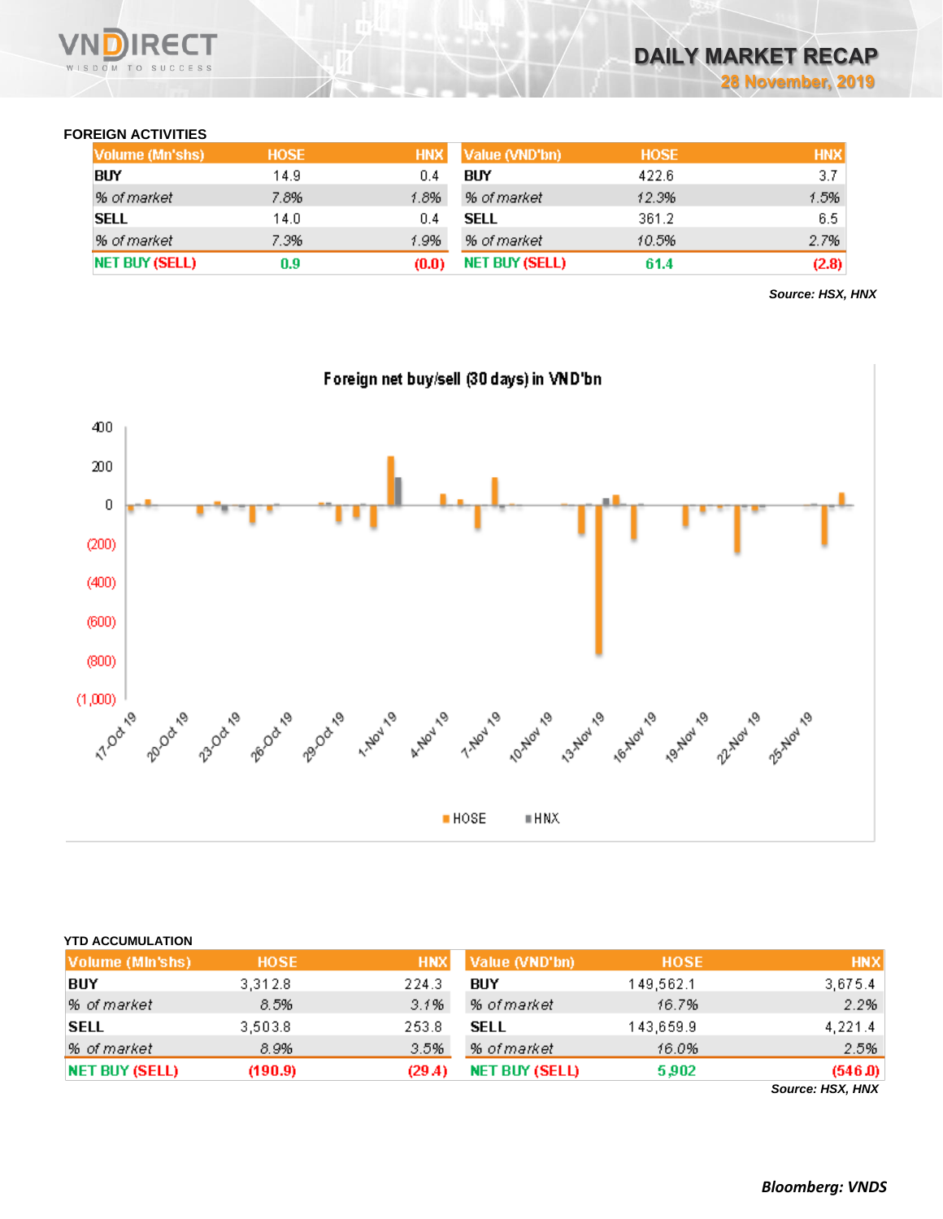## FOREIGN ACTIVITIES

| Volume (Mn'shs) | HOSE | HNX | Value (VND'bn) | HOSE | HNX |
|---|---|---|---|---|---|
| BUY | 14.9 | 0.4 | BUY | 422.6 | 3.7 |
| *% of market* | *7.8%* | *1.8%* | *% of market* | *12.3%* | *1.5%* |
| SELL | 14.0 | 0.4 | SELL | 361.2 | 6.5 |
| *% of market* | *7.3%* | *1.9%* | *% of market* | *10.5%* | *2.7%* |
| NET BUY (SELL) | 0.9 | (0.0) | NET BUY (SELL) | 61.4 | (2.8) |

***Source: HSX, HNX***

Foreign net buy/sell (30 days) in VND'bn

## YTD ACCUMULATION

| Volume (Mln'shs) | HOSE | HNX | Value (VND'bn) | HOSE | HNX |
|---|---|---|---|---|---|
| BUY | 3,312.8 | 224.3 | BUY | 149,562.1 | 3,675.4 |
| *% of market* | *8.5%* | *3.1%* | *% of market* | *16.7%* | *2.2%* |
| SELL | 3,503.8 | 253.8 | SELL | 143,659.9 | 4,221.4 |
| *% of market* | *8.9%* | *3.5%* | *% of market* | *16.0%* | *2.5%* |
| NET BUY (SELL) | (190.9) | (29.4) | NET BUY (SELL) | 5,902 | (546.0) |

***Source: HSX, HNX***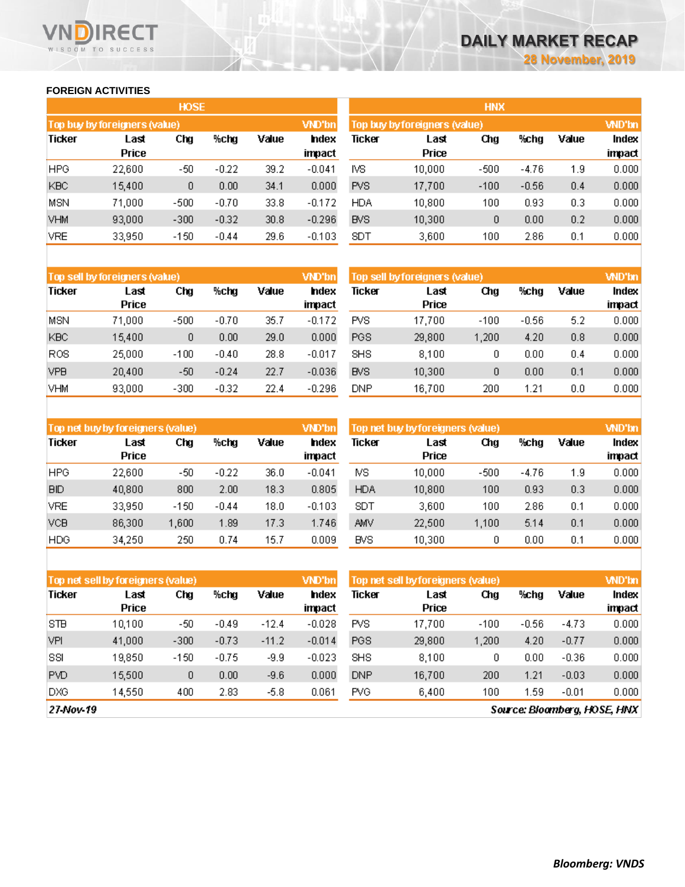## FOREIGN ACTIVITIES

### HOSE

| Top buy by foreigners (value) | | | | | VND'bn |
|---|---|---|---|---|---|
| Ticker | Last Price | Chg | %chg | Value | Index impact |
| HPG | 22,600 | -50 | -0.22 | 39.2 | -0.041 |
| KBC | 15,400 | 0 | 0.00 | 34.1 | 0.000 |
| MSN | 71,000 | -500 | -0.70 | 33.8 | -0.172 |
| VHM | 93,000 | -300 | -0.32 | 30.8 | -0.296 |
| VRE | 33,950 | -150 | -0.44 | 29.6 | -0.103 |

| Top sell by foreigners (value) | | | | | VND'bn |
|---|---|---|---|---|---|
| Ticker | Last Price | Chg | %chg | Value | Index impact |
| MSN | 71,000 | -500 | -0.70 | 35.7 | -0.172 |
| KBC | 15,400 | 0 | 0.00 | 29.0 | 0.000 |
| ROS | 25,000 | -100 | -0.40 | 28.8 | -0.017 |
| VPB | 20,400 | -50 | -0.24 | 22.7 | -0.036 |
| VHM | 93,000 | -300 | -0.32 | 22.4 | -0.296 |

| Top net buy by foreigners (value) | | | | | VND'bn |
|---|---|---|---|---|---|
| Ticker | Last Price | Chg | %chg | Value | Index impact |
| HPG | 22,600 | -50 | -0.22 | 36.0 | -0.041 |
| BID | 40,800 | 800 | 2.00 | 18.3 | 0.805 |
| VRE | 33,950 | -150 | -0.44 | 18.0 | -0.103 |
| VCB | 86,300 | 1,600 | 1.89 | 17.3 | 1.746 |
| HDG | 34,250 | 250 | 0.74 | 15.7 | 0.009 |

| Top net sell by foreigners (value) | | | | | VND'bn |
|---|---|---|---|---|---|
| Ticker | Last Price | Chg | %chg | Value | Index impact |
| STB | 10,100 | -50 | -0.49 | -12.4 | -0.028 |
| VPI | 41,000 | -300 | -0.73 | -11.2 | -0.014 |
| SSI | 19,850 | -150 | -0.75 | -9.9 | -0.023 |
| PVD | 15,500 | 0 | 0.00 | -9.6 | 0.000 |
| DXG | 14,550 | 400 | 2.83 | -5.8 | 0.061 |

### HNX

| Top buy by foreigners (value) | | | | | VND'bn |
|---|---|---|---|---|---|
| Ticker | Last Price | Chg | %chg | Value | Index impact |
| IVS | 10,000 | -500 | -4.76 | 1.9 | 0.000 |
| PVS | 17,700 | -100 | -0.56 | 0.4 | 0.000 |
| HDA | 10,800 | 100 | 0.93 | 0.3 | 0.000 |
| BVS | 10,300 | 0 | 0.00 | 0.2 | 0.000 |
| SDT | 3,600 | 100 | 2.86 | 0.1 | 0.000 |

| Top sell by foreigners (value) | | | | | VND'bn |
|---|---|---|---|---|---|
| Ticker | Last Price | Chg | %chg | Value | Index impact |
| PVS | 17,700 | -100 | -0.56 | 5.2 | 0.000 |
| PGS | 29,800 | 1,200 | 4.20 | 0.8 | 0.000 |
| SHS | 8,100 | 0 | 0.00 | 0.4 | 0.000 |
| BVS | 10,300 | 0 | 0.00 | 0.1 | 0.000 |
| DNP | 16,700 | 200 | 1.21 | 0.0 | 0.000 |

| Top net buy by foreigners (value) | | | | | VND'bn |
|---|---|---|---|---|---|
| Ticker | Last Price | Chg | %chg | Value | Index impact |
| IVS | 10,000 | -500 | -4.76 | 1.9 | 0.000 |
| HDA | 10,800 | 100 | 0.93 | 0.3 | 0.000 |
| SDT | 3,600 | 100 | 2.86 | 0.1 | 0.000 |
| AMV | 22,500 | 1,100 | 5.14 | 0.1 | 0.000 |
| BVS | 10,300 | 0 | 0.00 | 0.1 | 0.000 |

| Top net sell by foreigners (value) | | | | | VND'bn |
|---|---|---|---|---|---|
| Ticker | Last Price | Chg | %chg | Value | Index impact |
| PVS | 17,700 | -100 | -0.56 | -4.73 | 0.000 |
| PGS | 29,800 | 1,200 | 4.20 | -0.77 | 0.000 |
| SHS | 8,100 | 0 | 0.00 | -0.36 | 0.000 |
| DNP | 16,700 | 200 | 1.21 | -0.03 | 0.000 |
| PVG | 6,400 | 100 | 1.59 | -0.01 | 0.000 |

*27-Nov-19*

*Source: Bloomberg, HOSE, HNX*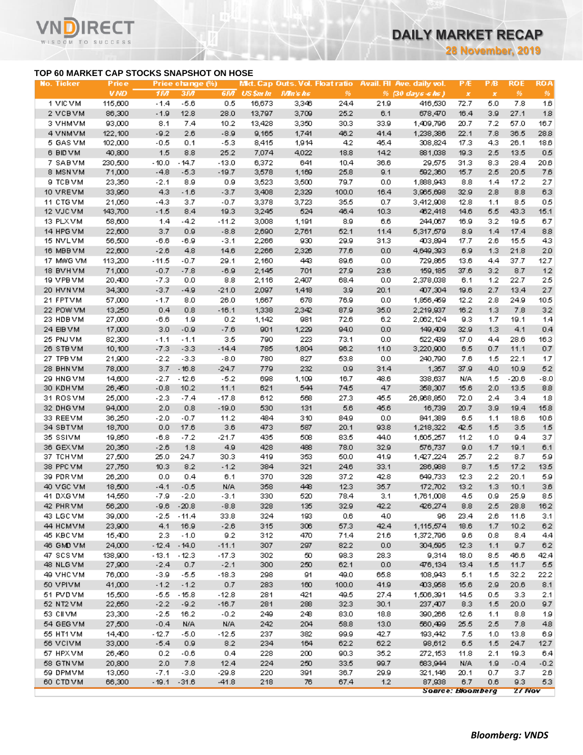## TOP 60 MARKET CAP STOCKS SNAPSHOT ON HOSE

| No. | Ticker | Price | Price change (%) | | | Mkt. Cap | Outs. Vol. | Float ratio | Avail. FII | Ave. daily vol. | P/E | P/B | ROE | ROA |
|---|---|---|---|---|---|---|---|---|---|---|---|---|---|---|
| | | VND | 1M | 3M | 6M | US$ mln | Mln's shs | % | % | (30 days-shs) | x | x | % | % |
| 1 | VIC VM | 115,600 | -1.4 | -5.6 | 0.5 | 16,673 | 3,346 | 24.4 | 21.9 | 416,530 | 72.7 | 5.0 | 7.8 | 1.6 |
| 2 | VCB VM | 86,300 | -1.9 | 12.8 | 28.0 | 13,797 | 3,709 | 25.2 | 6.1 | 678,470 | 16.4 | 3.9 | 27.1 | 1.8 |
| 3 | VHM VM | 93,000 | 8.1 | 7.4 | 10.2 | 13,428 | 3,350 | 30.3 | 33.9 | 1,409,796 | 20.7 | 7.2 | 57.0 | 16.7 |
| 4 | VNM VM | 122,100 | -9.2 | 2.6 | -8.9 | 9,165 | 1,741 | 46.2 | 41.4 | 1,238,386 | 22.1 | 7.8 | 36.5 | 28.8 |
| 5 | GAS VM | 102,000 | -0.5 | 0.1 | -5.3 | 8,415 | 1,914 | 4.2 | 45.4 | 308,824 | 17.3 | 4.3 | 26.1 | 18.6 |
| 6 | BID VM | 40,800 | 1.5 | 8.8 | 25.2 | 7,074 | 4,022 | 18.8 | 14.2 | 881,038 | 19.3 | 2.5 | 13.5 | 0.5 |
| 7 | SAB VM | 230,500 | -10.0 | -14.7 | -13.0 | 6,372 | 641 | 10.4 | 36.6 | 29,575 | 31.3 | 8.3 | 28.4 | 20.6 |
| 8 | MSN VM | 71,000 | -4.8 | -5.3 | -19.7 | 3,578 | 1,169 | 25.8 | 9.1 | 592,360 | 15.7 | 2.5 | 20.5 | 7.6 |
| 9 | TCB VM | 23,350 | -2.1 | 8.9 | 0.9 | 3,523 | 3,500 | 79.7 | 0.0 | 1,888,943 | 8.8 | 1.4 | 17.2 | 2.7 |
| 10 | VRE VM | 33,950 | 4.3 | -1.6 | -3.7 | 3,408 | 2,329 | 100.0 | 16.4 | 3,965,698 | 32.9 | 2.8 | 8.8 | 6.3 |
| 11 | CTG VM | 21,050 | -4.3 | 3.7 | -0.7 | 3,378 | 3,723 | 35.5 | 0.7 | 3,412,908 | 12.8 | 1.1 | 8.5 | 0.5 |
| 12 | VJC VM | 143,700 | -1.5 | 8.4 | 19.3 | 3,245 | 524 | 46.4 | 10.3 | 462,418 | 14.6 | 5.5 | 43.3 | 15.1 |
| 13 | PLX VM | 58,600 | 1.4 | -4.2 | -11.2 | 3,008 | 1,191 | 8.9 | 6.6 | 244,067 | 16.9 | 3.2 | 19.5 | 6.7 |
| 14 | HPG VM | 22,600 | 3.7 | 0.9 | -8.8 | 2,690 | 2,761 | 52.1 | 11.4 | 5,317,579 | 8.9 | 1.4 | 17.4 | 8.8 |
| 15 | NVL VM | 56,500 | -6.6 | -6.9 | -3.1 | 2,266 | 930 | 29.9 | 31.3 | 403,894 | 17.7 | 2.6 | 15.5 | 4.3 |
| 16 | MBB VM | 22,600 | -2.6 | 4.8 | 14.6 | 2,266 | 2,326 | 77.6 | 0.0 | 4,649,393 | 6.9 | 1.3 | 21.8 | 2.0 |
| 17 | MWG VM | 113,200 | -11.5 | -0.7 | 29.1 | 2,160 | 443 | 89.6 | 0.0 | 729,865 | 13.6 | 4.4 | 37.7 | 12.7 |
| 18 | BVH VM | 71,000 | -0.7 | -7.8 | -6.9 | 2,145 | 701 | 27.9 | 23.6 | 159,185 | 37.6 | 3.2 | 8.7 | 1.2 |
| 19 | VPB VM | 20,400 | -7.3 | 0.0 | 8.8 | 2,116 | 2,407 | 68.4 | 0.0 | 2,378,038 | 6.1 | 1.2 | 22.7 | 2.5 |
| 20 | HVN VM | 34,300 | -3.7 | -4.9 | -21.0 | 2,097 | 1,418 | 3.9 | 20.1 | 407,304 | 19.6 | 2.7 | 13.4 | 2.7 |
| 21 | FPT VM | 57,000 | -1.7 | 8.0 | 26.0 | 1,667 | 678 | 76.9 | 0.0 | 1,856,459 | 12.2 | 2.8 | 24.9 | 10.5 |
| 22 | POW VM | 13,250 | 0.4 | 0.8 | -16.1 | 1,338 | 2,342 | 87.9 | 35.0 | 2,219,937 | 16.2 | 1.3 | 7.8 | 3.2 |
| 23 | HDB VM | 27,000 | -6.6 | 1.9 | 0.2 | 1,142 | 981 | 72.6 | 6.2 | 2,062,124 | 9.3 | 1.7 | 19.1 | 1.4 |
| 24 | EIB VM | 17,000 | 3.0 | -0.9 | -7.6 | 901 | 1,229 | 94.0 | 0.0 | 149,409 | 32.9 | 1.3 | 4.1 | 0.4 |
| 25 | PNJ VM | 82,300 | -1.1 | -1.1 | 3.5 | 790 | 223 | 73.1 | 0.0 | 522,439 | 17.0 | 4.4 | 28.6 | 16.3 |
| 26 | STB VM | 10,100 | -7.3 | -3.3 | -14.4 | 785 | 1,804 | 96.2 | 11.0 | 3,220,900 | 6.5 | 0.7 | 11.1 | 0.7 |
| 27 | TPB VM | 21,900 | -2.2 | -3.3 | -8.0 | 780 | 827 | 53.8 | 0.0 | 240,790 | 7.6 | 1.5 | 22.1 | 1.7 |
| 28 | BHN VM | 78,000 | 3.7 | -16.8 | -24.7 | 779 | 232 | 0.9 | 31.4 | 1,357 | 37.9 | 4.0 | 10.9 | 5.2 |
| 29 | HNG VM | 14,600 | -2.7 | -12.6 | -5.2 | 698 | 1,109 | 16.7 | 48.6 | 338,637 | N/A | 1.5 | -20.6 | -8.0 |
| 30 | KDH VM | 26,450 | -0.8 | 10.2 | 11.1 | 621 | 544 | 74.5 | 4.7 | 358,307 | 15.6 | 2.0 | 13.5 | 8.8 |
| 31 | ROS VM | 25,000 | -2.3 | -7.4 | -17.8 | 612 | 568 | 27.3 | 45.5 | 26,968,850 | 72.0 | 2.4 | 3.4 | 1.8 |
| 32 | DHG VM | 94,000 | 2.0 | 0.8 | -19.0 | 530 | 131 | 5.6 | 45.6 | 16,739 | 20.7 | 3.9 | 19.4 | 15.8 |
| 33 | REE VM | 36,250 | -2.0 | -0.7 | 11.2 | 484 | 310 | 84.9 | 0.0 | 841,389 | 6.5 | 1.1 | 18.6 | 10.6 |
| 34 | SBT VM | 18,700 | 0.0 | 17.6 | 3.6 | 473 | 587 | 20.1 | 93.8 | 1,218,322 | 42.5 | 1.5 | 3.5 | 1.5 |
| 35 | SSI VM | 19,850 | -6.8 | -7.2 | -21.7 | 435 | 508 | 83.5 | 44.0 | 1,605,257 | 11.2 | 1.0 | 9.4 | 3.7 |
| 36 | GEX VM | 20,350 | -2.6 | 1.8 | 4.9 | 428 | 488 | 78.0 | 32.9 | 576,737 | 9.0 | 1.7 | 19.1 | 6.1 |
| 37 | TCH VM | 27,500 | 25.0 | 24.7 | 30.3 | 419 | 353 | 50.0 | 41.9 | 1,427,224 | 25.7 | 2.2 | 8.7 | 5.9 |
| 38 | PPC VM | 27,750 | 10.3 | 8.2 | -1.2 | 384 | 321 | 24.6 | 33.1 | 286,988 | 8.7 | 1.5 | 17.2 | 13.5 |
| 39 | PDR VM | 26,200 | 0.0 | 0.4 | 6.1 | 370 | 328 | 37.2 | 42.8 | 649,733 | 12.3 | 2.2 | 20.1 | 5.9 |
| 40 | VGC VM | 18,500 | -4.1 | -0.5 | N/A | 358 | 448 | 12.3 | 35.7 | 172,702 | 13.2 | 1.3 | 10.1 | 3.6 |
| 41 | DXG VM | 14,550 | -7.9 | -2.0 | -3.1 | 330 | 520 | 78.4 | 3.1 | 1,761,008 | 4.5 | 0.9 | 25.9 | 8.5 |
| 42 | PHR VM | 56,200 | -9.6 | -20.8 | -8.8 | 328 | 135 | 32.9 | 42.2 | 426,274 | 8.8 | 2.5 | 28.8 | 16.2 |
| 43 | LGC VM | 39,000 | -2.5 | -11.4 | 33.8 | 324 | 193 | 0.6 | 4.0 | 96 | 23.4 | 2.6 | 11.6 | 3.1 |
| 44 | HCM VM | 23,900 | 4.1 | 16.9 | -2.6 | 315 | 306 | 57.3 | 42.4 | 1,115,574 | 18.6 | 1.7 | 10.2 | 6.2 |
| 45 | KBC VM | 15,400 | 2.3 | -1.0 | 9.2 | 312 | 470 | 71.4 | 21.6 | 1,372,796 | 9.6 | 0.8 | 8.4 | 4.4 |
| 46 | GMD VM | 24,000 | -12.4 | -14.0 | -11.1 | 307 | 297 | 82.2 | 0.0 | 304,595 | 12.3 | 1.1 | 9.7 | 6.2 |
| 47 | SCS VM | 138,900 | -13.1 | -12.3 | -17.3 | 302 | 50 | 98.3 | 28.3 | 9,314 | 18.0 | 8.5 | 46.6 | 42.4 |
| 48 | NLG VM | 27,900 | -2.4 | 0.7 | -2.1 | 300 | 250 | 62.1 | 0.0 | 476,134 | 13.4 | 1.5 | 11.7 | 5.5 |
| 49 | VHC VM | 76,000 | -3.9 | -5.5 | -18.3 | 298 | 91 | 49.0 | 65.8 | 108,943 | 5.1 | 1.5 | 32.2 | 22.2 |
| 50 | VPI VM | 41,000 | -1.2 | -1.2 | 0.7 | 283 | 160 | 100.0 | 41.9 | 403,958 | 15.6 | 2.9 | 20.6 | 8.1 |
| 51 | PVD VM | 15,500 | -5.5 | -15.8 | -12.8 | 281 | 421 | 49.5 | 27.4 | 1,506,391 | 14.5 | 0.5 | 3.3 | 2.1 |
| 52 | NT2 VM | 22,650 | -2.2 | -9.2 | -16.7 | 281 | 288 | 32.3 | 30.1 | 237,407 | 8.3 | 1.5 | 20.0 | 9.7 |
| 53 | CII VM | 23,300 | -2.5 | 16.2 | -0.2 | 249 | 248 | 83.0 | 18.8 | 390,266 | 12.6 | 1.1 | 8.8 | 1.9 |
| 54 | GEG VM | 27,500 | -0.4 | N/A | N/A | 242 | 204 | 58.8 | 13.0 | 560,499 | 25.5 | 2.5 | 7.8 | 4.8 |
| 55 | HT1 VM | 14,400 | -12.7 | -5.0 | -12.5 | 237 | 382 | 99.9 | 42.7 | 193,442 | 7.5 | 1.0 | 13.8 | 6.9 |
| 56 | VCI VM | 33,000 | -5.4 | 0.9 | 8.2 | 234 | 164 | 62.2 | 62.2 | 98,612 | 6.5 | 1.5 | 24.7 | 12.7 |
| 57 | HPX VM | 26,450 | 0.2 | -0.6 | 0.4 | 228 | 200 | 90.3 | 35.2 | 272,153 | 11.8 | 2.1 | 19.3 | 6.4 |
| 58 | GTN VM | 20,800 | 2.0 | 7.8 | 12.4 | 224 | 250 | 33.5 | 99.7 | 683,944 | N/A | 1.9 | -0.4 | -0.2 |
| 59 | DPM VM | 13,050 | -7.1 | -3.0 | -29.8 | 220 | 391 | 36.7 | 29.9 | 321,146 | 20.1 | 0.7 | 3.7 | 2.6 |
| 60 | CTD VM | 66,300 | -19.1 | -31.6 | -41.8 | 218 | 76 | 67.4 | 1.2 | 87,938 | 6.7 | 0.6 | 9.3 | 5.3 |

*Source: Bloomberg 27 Nov*

***Bloomberg: VNDS***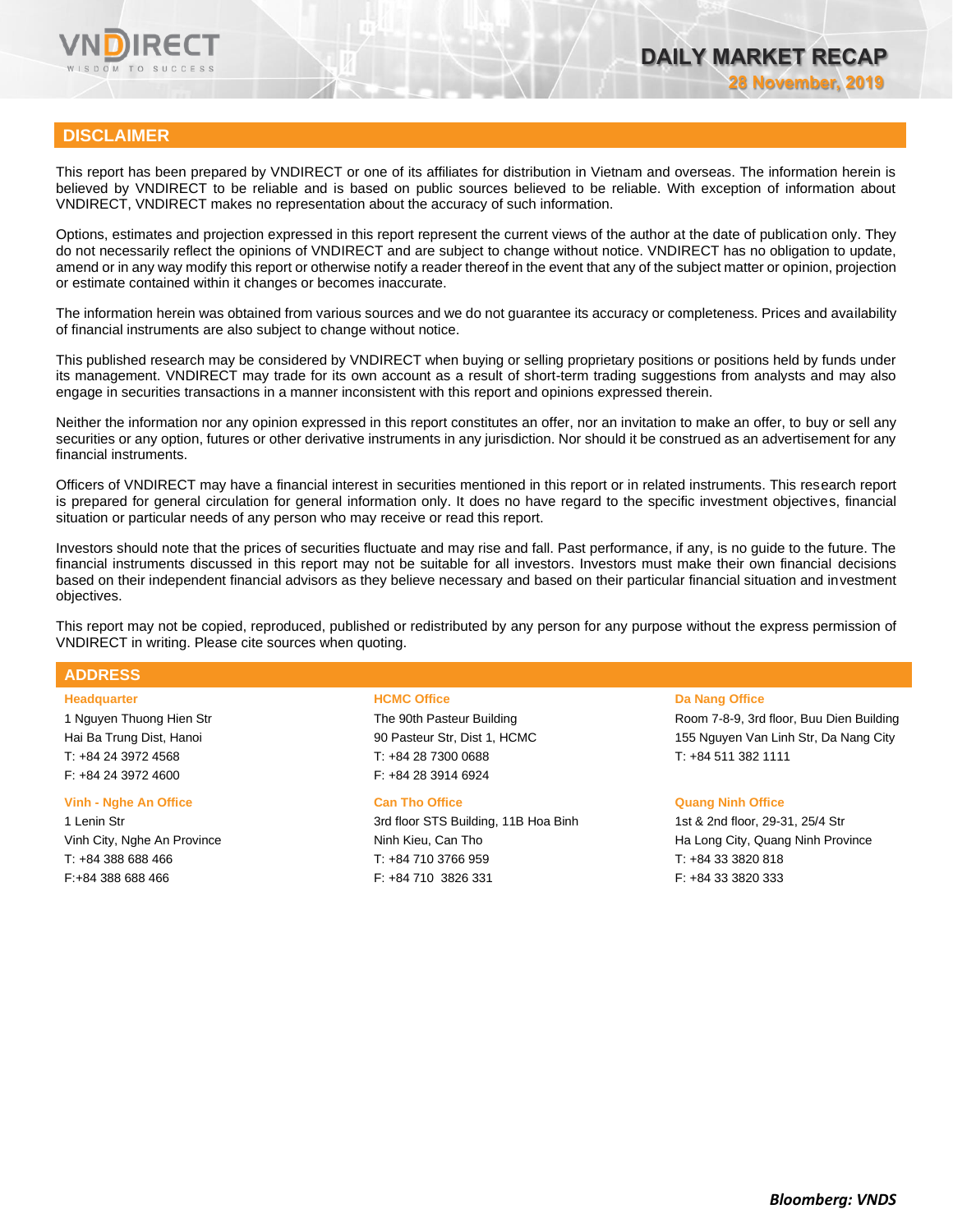## DISCLAIMER

This report has been prepared by VNDIRECT or one of its affiliates for distribution in Vietnam and overseas. The information herein is believed by VNDIRECT to be reliable and is based on public sources believed to be reliable. With exception of information about VNDIRECT, VNDIRECT makes no representation about the accuracy of such information.

Options, estimates and projection expressed in this report represent the current views of the author at the date of publication only. They do not necessarily reflect the opinions of VNDIRECT and are subject to change without notice. VNDIRECT has no obligation to update, amend or in any way modify this report or otherwise notify a reader thereof in the event that any of the subject matter or opinion, projection or estimate contained within it changes or becomes inaccurate.

The information herein was obtained from various sources and we do not guarantee its accuracy or completeness. Prices and availability of financial instruments are also subject to change without notice.

This published research may be considered by VNDIRECT when buying or selling proprietary positions or positions held by funds under its management. VNDIRECT may trade for its own account as a result of short-term trading suggestions from analysts and may also engage in securities transactions in a manner inconsistent with this report and opinions expressed therein.

Neither the information nor any opinion expressed in this report constitutes an offer, nor an invitation to make an offer, to buy or sell any securities or any option, futures or other derivative instruments in any jurisdiction. Nor should it be construed as an advertisement for any financial instruments.

Officers of VNDIRECT may have a financial interest in securities mentioned in this report or in related instruments. This research report is prepared for general circulation for general information only. It does no have regard to the specific investment objectives, financial situation or particular needs of any person who may receive or read this report.

Investors should note that the prices of securities fluctuate and may rise and fall. Past performance, if any, is no guide to the future. The financial instruments discussed in this report may not be suitable for all investors. Investors must make their own financial decisions based on their independent financial advisors as they believe necessary and based on their particular financial situation and investment objectives.

This report may not be copied, reproduced, published or redistributed by any person for any purpose without the express permission of VNDIRECT in writing. Please cite sources when quoting.

## ADDRESS

**Headquarter**
1 Nguyen Thuong Hien Str
Hai Ba Trung Dist, Hanoi
T: +84 24 3972 4568
F: +84 24 3972 4600

**HCMC Office**
The 90th Pasteur Building
90 Pasteur Str, Dist 1, HCMC
T: +84 28 7300 0688
F: +84 28 3914 6924

**Da Nang Office**
Room 7-8-9, 3rd floor, Buu Dien Building
155 Nguyen Van Linh Str, Da Nang City
T: +84 511 382 1111

**Vinh - Nghe An Office**
1 Lenin Str
Vinh City, Nghe An Province
T: +84 388 688 466
F:+84 388 688 466

**Can Tho Office**
3rd floor STS Building, 11B Hoa Binh
Ninh Kieu, Can Tho
T: +84 710 3766 959
F: +84 710 3826 331

**Quang Ninh Office**
1st & 2nd floor, 29-31, 25/4 Str
Ha Long City, Quang Ninh Province
T: +84 33 3820 818
F: +84 33 3820 333

***Bloomberg: VNDS***